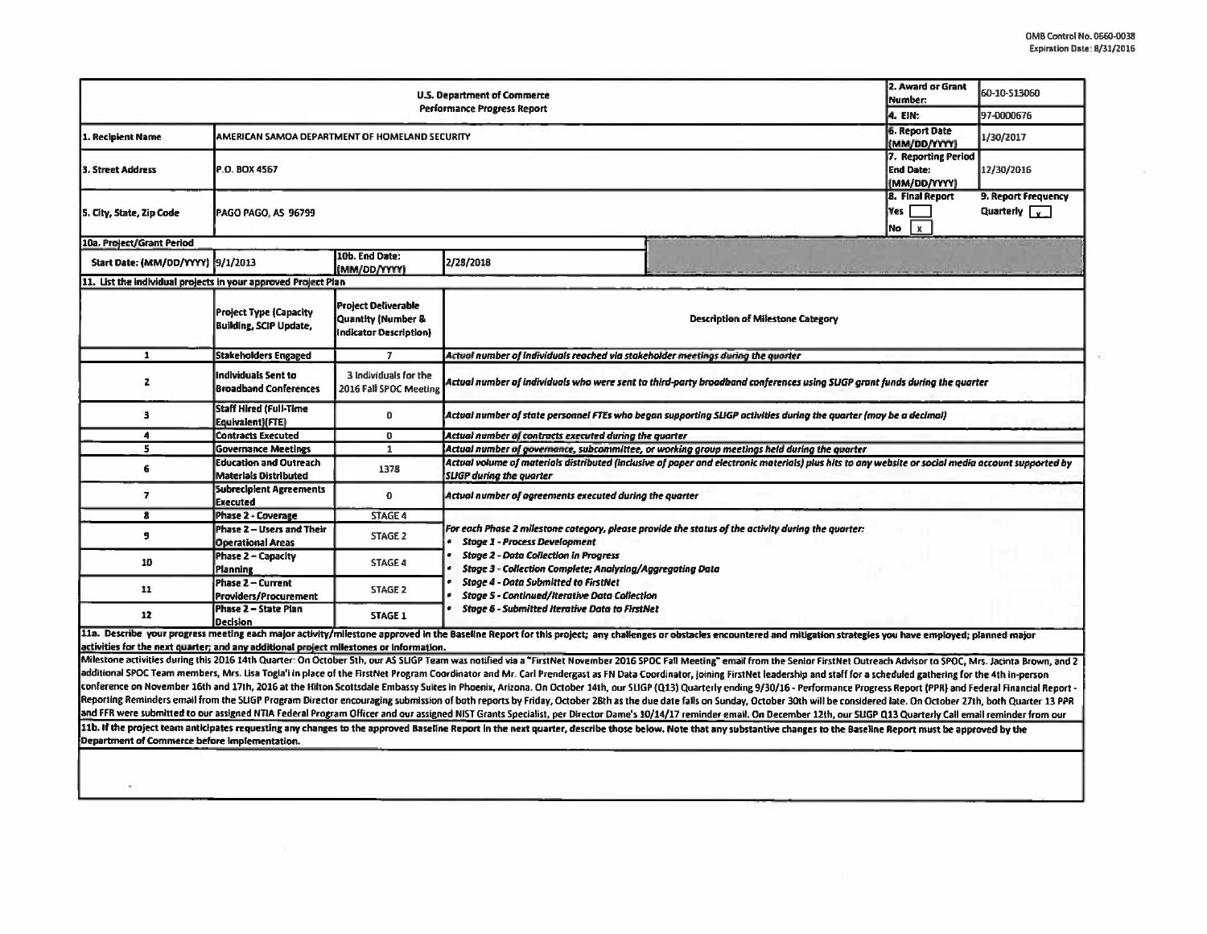OMB Control No. 0660-0038
Expiration Date: 8/31/2016

| U.S. Department of Commerce Performance Progress Report | | | | 2. Award or Grant Number: | 60-10-S13060 |
|---|---|---|---|---|---|
| | | | | 4. EIN: | 97-0000676 |
| 1. Recipient Name | AMERICAN SAMOA DEPARTMENT OF HOMELAND SECURITY | | | 6. Report Date (MM/DD/YYYY) | 1/30/2017 |
| 3. Street Address | P.O. BOX 4567 | | | 7. Reporting Period End Date: (MM/DD/YYYY) | 12/30/2016 |
| 5. City, State, Zip Code | PAGO PAGO, AS 96799 | | | 8. Final Report Yes [ ] No [x] | 9. Report Frequency Quarterly [x] |
| 10a. Project/Grant Period | | | | | |
| Start Date: (MM/DD/YYYY) | 9/1/2013 | 10b. End Date: (MM/DD/YYYY) | 2/28/2018 | | |

**11. List the individual projects in your approved Project Plan**

| | Project Type (Capacity Building, SCIP Update, | Project Deliverable Quantity (Number & Indicator Description) | Description of Milestone Category |
|---|---|---|---|
| 1 | Stakeholders Engaged | 7 | *Actual number of individuals reached via stakeholder meetings during the quarter* |
| 2 | Individuals Sent to Broadband Conferences | 3 individuals for the 2016 Fall SPOC Meeting | *Actual number of individuals who were sent to third-party broadband conferences using SLIGP grant funds during the quarter* |
| 3 | Staff Hired (Full-Time Equivalent)(FTE) | 0 | *Actual number of state personnel FTEs who began supporting SLIGP activities during the quarter (may be a decimal)* |
| 4 | Contracts Executed | 0 | *Actual number of contracts executed during the quarter* |
| 5 | Governance Meetings | 1 | *Actual number of governance, subcommittee, or working group meetings held during the quarter* |
| 6 | Education and Outreach Materials Distributed | 1378 | *Actual volume of materials distributed (inclusive of paper and electronic materials) plus hits to any website or social media account supported by SLIGP during the quarter* |
| 7 | Subrecipient Agreements Executed | 0 | *Actual number of agreements executed during the quarter* |
| 8 | Phase 2 - Coverage | STAGE 4 | *For each Phase 2 milestone category, please provide the status of the activity during the quarter:* <br>• *Stage 1 - Process Development* <br>• *Stage 2 - Data Collection in Progress* <br>• *Stage 3 - Collection Complete; Analyzing/Aggregating Data* <br>• *Stage 4 - Data Submitted to FirstNet* <br>• *Stage 5 - Continued/Iterative Data Collection* <br>• *Stage 6 - Submitted Iterative Data to FirstNet* |
| 9 | Phase 2 – Users and Their Operational Areas | STAGE 2 | |
| 10 | Phase 2 – Capacity Planning | STAGE 4 | |
| 11 | Phase 2 – Current Providers/Procurement | STAGE 2 | |
| 12 | Phase 2 – State Plan Decision | STAGE 1 | |

**11a. Describe your progress meeting each major activity/milestone approved in the Baseline Report for this project; any challenges or obstacles encountered and mitigation strategies you have employed; planned major activities for the next quarter; and any additional project milestones or information.**

Milestone activities during this 2016 14th Quarter: On October 5th, our AS SLIGP Team was notified via a "FirstNet November 2016 SPOC Fall Meeting" email from the Senior FirstNet Outreach Advisor to SPOC, Mrs. Jacinta Brown, and 2 additional SPOC Team members, Mrs. Lisa Togia'i in place of the FirstNet Program Coordinator and Mr. Carl Prendergast as FN Data Coordinator, joining FirstNet leadership and staff for a scheduled gathering for the 4th in-person conference on November 16th and 17th, 2016 at the Hilton Scottsdale Embassy Suites in Phoenix, Arizona. On October 14th, our SLIGP (Q13) Quarterly ending 9/30/16 - Performance Progress Report (PPR) and Federal Financial Report - Reporting Reminders email from the SLIGP Program Director encouraging submission of both reports by Friday, October 28th as the due date falls on Sunday, October 30th will be considered late. On October 27th, both Quarter 13 PPR and FFR were submitted to our assigned NTIA Federal Program Officer and our assigned NIST Grants Specialist, per Director Dame's 10/14/17 reminder email. On December 12th, our SLIGP Q13 Quarterly Call email reminder from our

**11b. If the project team anticipates requesting any changes to the approved Baseline Report in the next quarter, describe those below. Note that any substantive changes to the Baseline Report must be approved by the Department of Commerce before implementation.**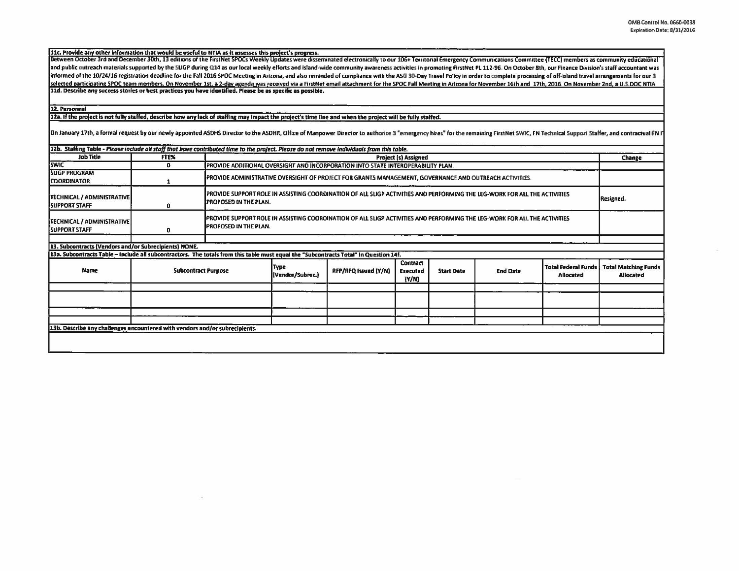OMB Control No. 0660-0038
Expiration Date: 8/31/2016

**11c. Provide any other information that would be useful to NTIA as it assesses this project's progress.**

Between October 3rd and December 30th, 13 editions of the FirstNet SPOCs Weekly Updates were disseminated electronically to our 106+ Territorial Emergency Communications Committee (TECC) members as community educational and public outreach materials supported by the SLIGP during Q14 as our local weekly efforts and island-wide community awareness activities in promoting FirstNet PL 112-96. On October 8th, our Finance Division's staff accountant was informed of the 10/24/16 registration deadline for the Fall 2016 SPOC Meeting in Arizona, and also reminded of compliance with the ASG 30-Day Travel Policy in order to complete processing of off-island travel arrangements for our 3 selected participating SPOC team members. On November 1st, a 2-day agenda was received via a FirstNet email attachment for the SPOC Fall Meeting in Arizona for November 16th and 17th, 2016. On November 2nd, a U.S.DOC NTIA

**11d. Describe any success stories or best practices you have identified. Please be as specific as possible.**

**12. Personnel**

**12a. If the project is not fully staffed, describe how any lack of staffing may impact the project's time line and when the project will be fully staffed.**

On January 17th, a formal request by our newly appointed ASDHS Director to the ASDHR, Office of Manpower Director to authorize 3 "emergency hires" for the remaining FirstNet SWIC, FN Technical Support Staffer, and contractual FN I

**12b. Staffing Table** - *Please include all staff that have contributed time to the project. Please do not remove individuals from this table.*

| Job Title | FTE% | Project (s) Assigned | Change |
|---|---|---|---|
| SWIC | 0 | PROVIDE ADDITIONAL OVERSIGHT AND INCORPORATION INTO STATE INTEROPERABILITY PLAN. | |
| SLIGP PROGRAM COORDINATOR | 1 | PROVIDE ADMINISTRATIVE OVERSIGHT OF PROJECT FOR GRANTS MANAGEMENT, GOVERNANCE AND OUTREACH ACTIVITIES. | |
| TECHNICAL / ADMINISTRATIVE SUPPORT STAFF | 0 | PROVIDE SUPPORT ROLE IN ASSISTING COORDINATION OF ALL SLIGP ACTIVITIES AND PERFORMING THE LEG-WORK FOR ALL THE ACTIVITIES PROPOSED IN THE PLAN. | Resigned. |
| TECHNICAL / ADMINISTRATIVE SUPPORT STAFF | 0 | PROVIDE SUPPORT ROLE IN ASSISTING COORDINATION OF ALL SLIGP ACTIVITIES AND PERFORMING THE LEG-WORK FOR ALL THE ACTIVITIES PROPOSED IN THE PLAN. | |
| | | | |

**13. Subcontracts (Vendors and/or Subrecipients) NONE.**

**13a. Subcontracts Table** – Include all subcontractors. The totals from this table must equal the "Subcontracts Total" in Question 14f.

| Name | Subcontract Purpose | Type (Vendor/Subrec.) | RFP/RFQ Issued (Y/N) | Contract Executed (Y/N) | Start Date | End Date | Total Federal Funds Allocated | Total Matching Funds Allocated |
|---|---|---|---|---|---|---|---|---|
| | | | | | | | | |
| | | | | | | | | |
| | | | | | | | | |
| | | | | | | | | |

**13b. Describe any challenges encountered with vendors and/or subrecipients.**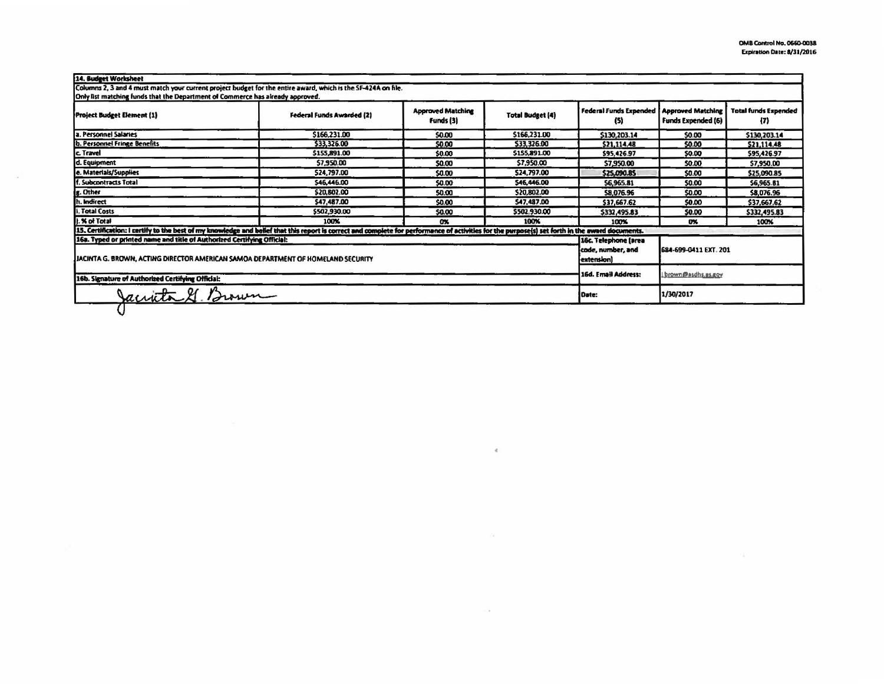OMB Control No. 0660-0038
Expiration Date: 8/31/2016

**14. Budget Worksheet**

Columns 2, 3 and 4 must match your current project budget for the entire award, which is the SF-424A on file.
Only list matching funds that the Department of Commerce has already approved.

| Project Budget Element (1) | Federal Funds Awarded (2) | Approved Matching Funds (3) | Total Budget (4) | Federal Funds Expended (5) | Approved Matching Funds Expended (6) | Total funds Expended (7) |
|---|---|---|---|---|---|---|
| a. Personnel Salaries | $166,231.00 | $0.00 | $166,231.00 | $130,203.14 | $0.00 | $130,203.14 |
| b. Personnel Fringe Benefits | $33,326.00 | $0.00 | $33,326.00 | $21,114.48 | $0.00 | $21,114.48 |
| c. Travel | $155,891.00 | $0.00 | $155,891.00 | $95,426.97 | $0.00 | $95,426.97 |
| d. Equipment | $7,950.00 | $0.00 | $7,950.00 | $7,950.00 | $0.00 | $7,950.00 |
| e. Materials/Supplies | $24,797.00 | $0.00 | $24,797.00 | $25,090.85 | $0.00 | $25,090.85 |
| f. Subcontracts Total | $46,446.00 | $0.00 | $46,446.00 | $6,965.81 | $0.00 | $6,965.81 |
| g. Other | $20,802.00 | $0.00 | $20,802.00 | $8,076.96 | $0.00 | $8,076.96 |
| h. Indirect | $47,487.00 | $0.00 | $47,487.00 | $37,667.62 | $0.00 | $37,667.62 |
| i. Total Costs | $502,930.00 | $0.00 | $502,930.00 | $332,495.83 | $0.00 | $332,495.83 |
| j. % of Total | 100% | 0% | 100% | 100% | 0% | 100% |

**15. Certification:** I certify to the best of my knowledge and belief that this report is correct and complete for performance of activities for the purpose(s) set forth in the award documents.

| | | | |
|---|---|---|---|
| **16a. Typed or printed name and title of Authorized Certifying Official:** JACINTA G. BROWN, ACTING DIRECTOR AMERICAN SAMOA DEPARTMENT OF HOMELAND SECURITY | | 16c. Telephone (area code, number, and extension) | 684-699-0411 EXT. 201 |
| **16b. Signature of Authorized Certifying Official:** | | 16d. Email Address: | j.brown@asdhs.as.gov |
| Jacinta G. Brown | | Date: | 1/30/2017 |